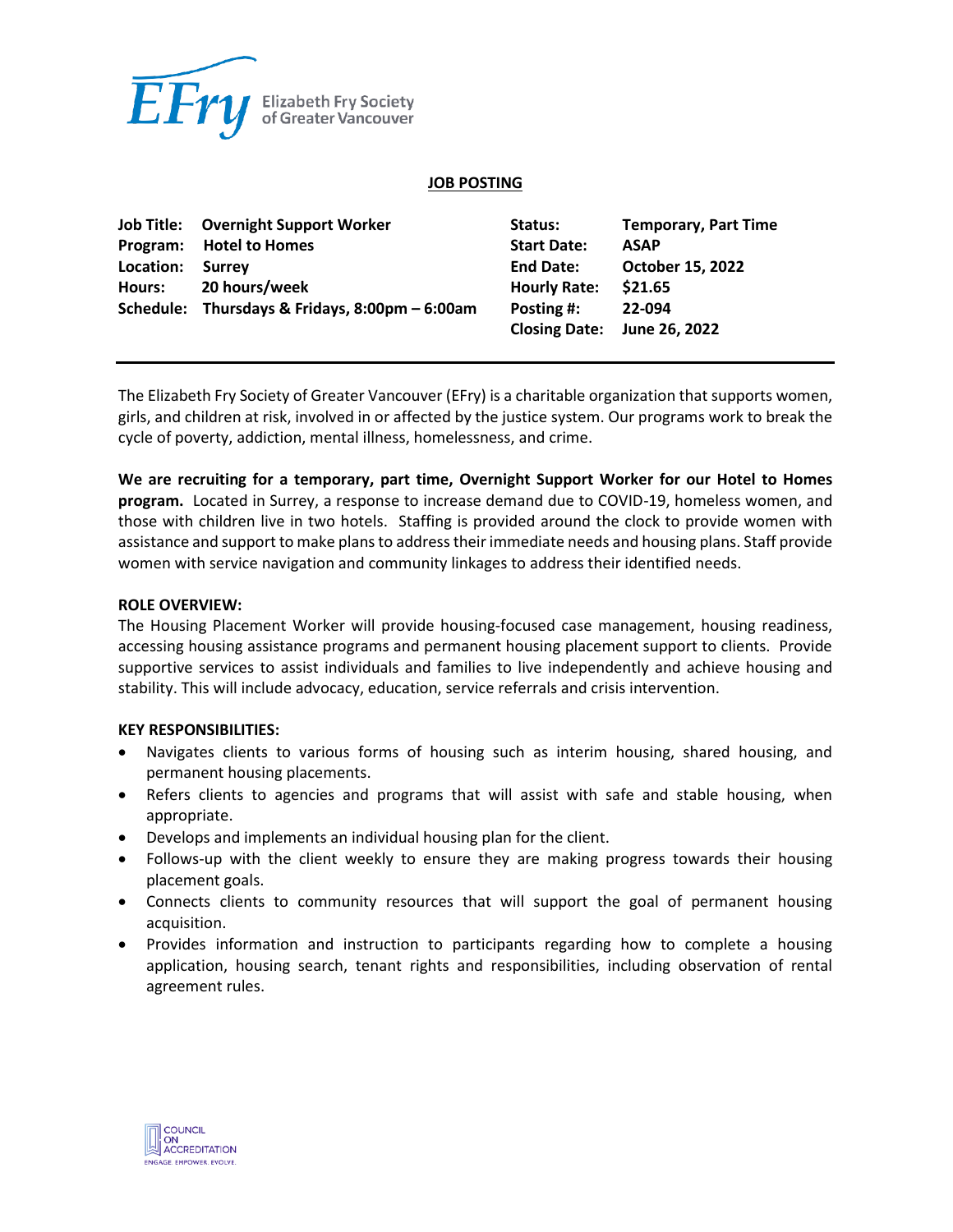Elizabeth Fry Society of Greater Vancouver

## JOB POSTING

| | | | |
|---|---|---|---|
| **Job Title:** | **Overnight Support Worker** | **Status:** | **Temporary, Part Time** |
| **Program:** | **Hotel to Homes** | **Start Date:** | **ASAP** |
| **Location:** | **Surrey** | **End Date:** | **October 15, 2022** |
| **Hours:** | **20 hours/week** | **Hourly Rate:** | **$21.65** |
| **Schedule:** | **Thursdays & Fridays, 8:00pm – 6:00am** | **Posting #:** | **22-094** |
| | | **Closing Date:** | **June 26, 2022** |

The Elizabeth Fry Society of Greater Vancouver (EFry) is a charitable organization that supports women, girls, and children at risk, involved in or affected by the justice system. Our programs work to break the cycle of poverty, addiction, mental illness, homelessness, and crime.

**We are recruiting for a temporary, part time, Overnight Support Worker for our Hotel to Homes program.** Located in Surrey, a response to increase demand due to COVID-19, homeless women, and those with children live in two hotels. Staffing is provided around the clock to provide women with assistance and support to make plans to address their immediate needs and housing plans. Staff provide women with service navigation and community linkages to address their identified needs.

**ROLE OVERVIEW:**

The Housing Placement Worker will provide housing-focused case management, housing readiness, accessing housing assistance programs and permanent housing placement support to clients. Provide supportive services to assist individuals and families to live independently and achieve housing and stability. This will include advocacy, education, service referrals and crisis intervention.

**KEY RESPONSIBILITIES:**

- Navigates clients to various forms of housing such as interim housing, shared housing, and permanent housing placements.
- Refers clients to agencies and programs that will assist with safe and stable housing, when appropriate.
- Develops and implements an individual housing plan for the client.
- Follows-up with the client weekly to ensure they are making progress towards their housing placement goals.
- Connects clients to community resources that will support the goal of permanent housing acquisition.
- Provides information and instruction to participants regarding how to complete a housing application, housing search, tenant rights and responsibilities, including observation of rental agreement rules.

COUNCIL ON ACCREDITATION
ENGAGE. EMPOWER. EVOLVE.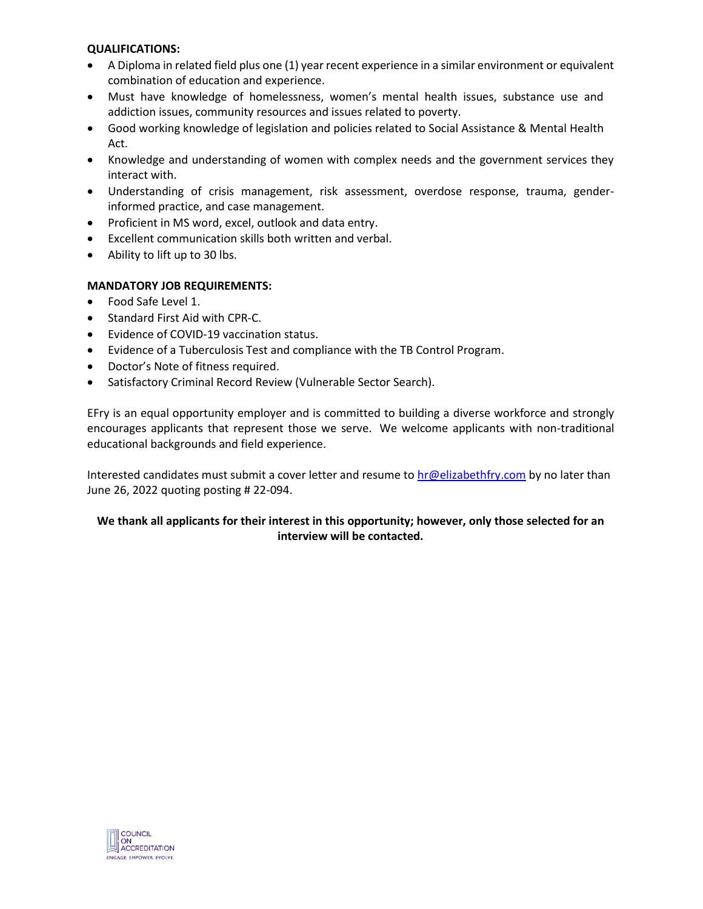**QUALIFICATIONS:**

- A Diploma in related field plus one (1) year recent experience in a similar environment or equivalent combination of education and experience.
- Must have knowledge of homelessness, women's mental health issues, substance use and addiction issues, community resources and issues related to poverty.
- Good working knowledge of legislation and policies related to Social Assistance & Mental Health Act.
- Knowledge and understanding of women with complex needs and the government services they interact with.
- Understanding of crisis management, risk assessment, overdose response, trauma, gender-informed practice, and case management.
- Proficient in MS word, excel, outlook and data entry.
- Excellent communication skills both written and verbal.
- Ability to lift up to 30 lbs.

**MANDATORY JOB REQUIREMENTS:**

- Food Safe Level 1.
- Standard First Aid with CPR-C.
- Evidence of COVID-19 vaccination status.
- Evidence of a Tuberculosis Test and compliance with the TB Control Program.
- Doctor's Note of fitness required.
- Satisfactory Criminal Record Review (Vulnerable Sector Search).

EFry is an equal opportunity employer and is committed to building a diverse workforce and strongly encourages applicants that represent those we serve. We welcome applicants with non-traditional educational backgrounds and field experience.

Interested candidates must submit a cover letter and resume to hr@elizabethfry.com by no later than June 26, 2022 quoting posting # 22-094.

**We thank all applicants for their interest in this opportunity; however, only those selected for an interview will be contacted.**

COUNCIL ON ACCREDITATION
ENGAGE. EMPOWER. EVOLVE.